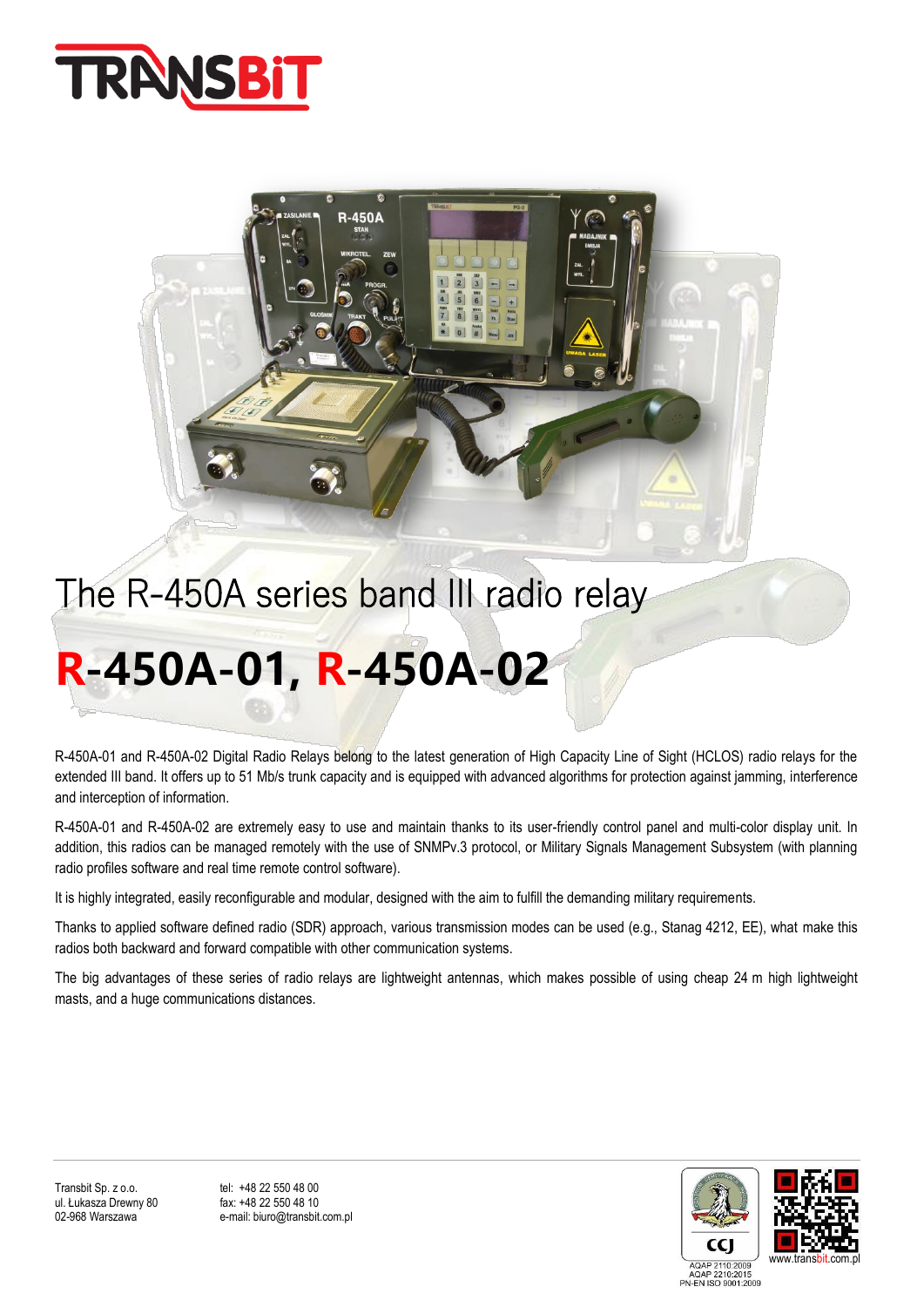# The R-450A series band III radio relay

# R-450A-01, R-450A-02

R-450A-01 and R-450A-02 Digital Radio Relays belong to the latest generation of High Capacity Line of Sight (HCLOS) radio relays for the extended III band. It offers up to 51 Mb/s trunk capacity and is equipped with advanced algorithms for protection against jamming, interference and interception of information.

R-450A-01 and R-450A-02 are extremely easy to use and maintain thanks to its user-friendly control panel and multi-color display unit. In addition, this radios can be managed remotely with the use of SNMPv.3 protocol, or Military Signals Management Subsystem (with planning radio profiles software and real time remote control software).

It is highly integrated, easily reconfigurable and modular, designed with the aim to fulfill the demanding military requirements.

Thanks to applied software defined radio (SDR) approach, various transmission modes can be used (e.g., Stanag 4212, EE), what make this radios both backward and forward compatible with other communication systems.

The big advantages of these series of radio relays are lightweight antennas, which makes possible of using cheap 24 m high lightweight masts, and a huge communications distances.

Transbit Sp. z o.o.
ul. Łukasza Drewny 80
02-968 Warszawa

tel: +48 22 550 48 00
fax: +48 22 550 48 10
e-mail: biuro@transbit.com.pl

AQAP 2110:2009
AQAP 2210:2015
PN-EN ISO 9001:2009

www.transbit.com.pl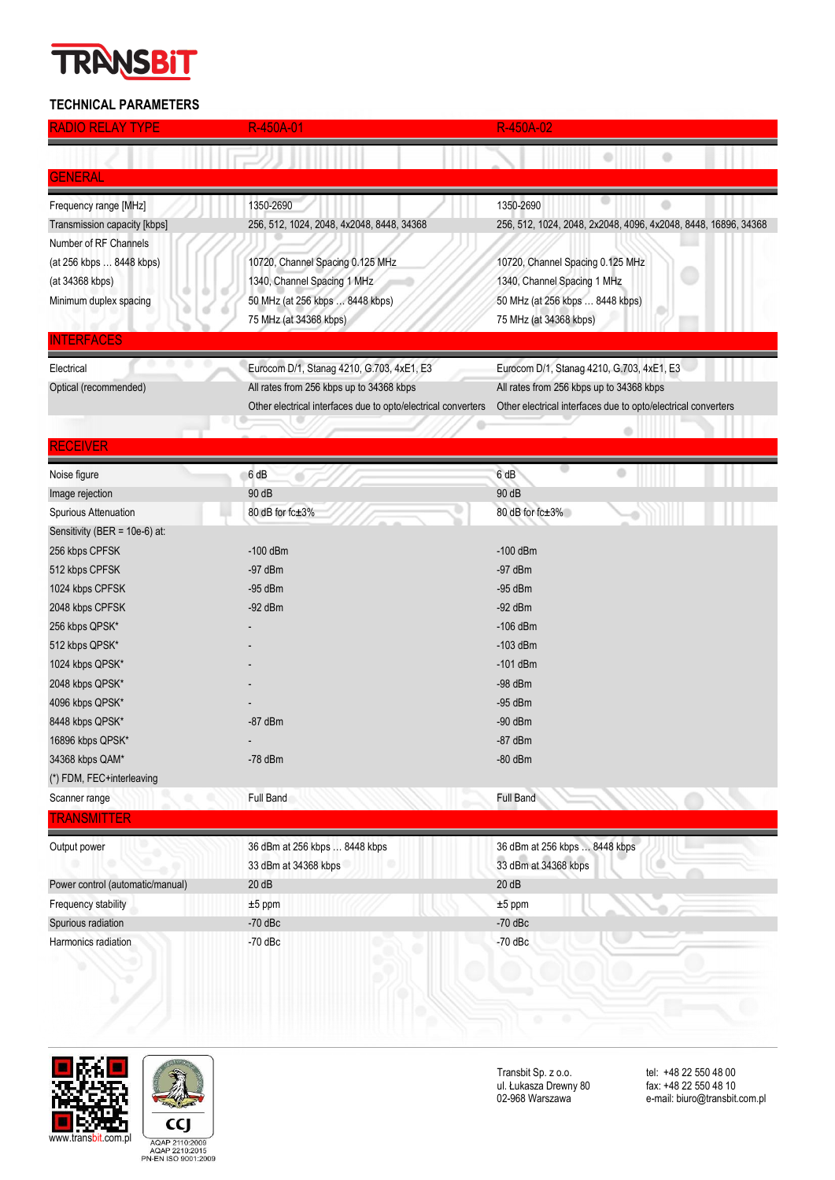## TECHNICAL PARAMETERS

| RADIO RELAY TYPE | R-450A-01 | R-450A-02 |
|---|---|---|
| **GENERAL** | | |
| Frequency range [MHz] | 1350-2690 | 1350-2690 |
| Transmission capacity [kbps] | 256, 512, 1024, 2048, 4x2048, 8448, 34368 | 256, 512, 1024, 2048, 2x2048, 4096, 4x2048, 8448, 16896, 34368 |
| Number of RF Channels | | |
| (at 256 kbps … 8448 kbps) | 10720, Channel Spacing 0.125 MHz | 10720, Channel Spacing 0.125 MHz |
| (at 34368 kbps) | 1340, Channel Spacing 1 MHz | 1340, Channel Spacing 1 MHz |
| Minimum duplex spacing | 50 MHz (at 256 kbps … 8448 kbps) | 50 MHz (at 256 kbps … 8448 kbps) |
| | 75 MHz (at 34368 kbps) | 75 MHz (at 34368 kbps) |
| **INTERFACES** | | |
| Electrical | Eurocom D/1, Stanag 4210, G.703, 4xE1, E3 | Eurocom D/1, Stanag 4210, G.703, 4xE1, E3 |
| Optical (recommended) | All rates from 256 kbps up to 34368 kbps | All rates from 256 kbps up to 34368 kbps |
| | Other electrical interfaces due to opto/electrical converters | Other electrical interfaces due to opto/electrical converters |
| **RECEIVER** | | |
| Noise figure | 6 dB | 6 dB |
| Image rejection | 90 dB | 90 dB |
| Spurious Attenuation | 80 dB for fc±3% | 80 dB for fc±3% |
| Sensitivity (BER = 10e-6) at: | | |
| 256 kbps CPFSK | -100 dBm | -100 dBm |
| 512 kbps CPFSK | -97 dBm | -97 dBm |
| 1024 kbps CPFSK | -95 dBm | -95 dBm |
| 2048 kbps CPFSK | -92 dBm | -92 dBm |
| 256 kbps QPSK* | - | -106 dBm |
| 512 kbps QPSK* | - | -103 dBm |
| 1024 kbps QPSK* | - | -101 dBm |
| 2048 kbps QPSK* | - | -98 dBm |
| 4096 kbps QPSK* | - | -95 dBm |
| 8448 kbps QPSK* | -87 dBm | -90 dBm |
| 16896 kbps QPSK* | - | -87 dBm |
| 34368 kbps QAM* | -78 dBm | -80 dBm |
| (*) FDM, FEC+interleaving | | |
| Scanner range | Full Band | Full Band |
| **TRANSMITTER** | | |
| Output power | 36 dBm at 256 kbps … 8448 kbps | 36 dBm at 256 kbps … 8448 kbps |
| | 33 dBm at 34368 kbps | 33 dBm at 34368 kbps |
| Power control (automatic/manual) | 20 dB | 20 dB |
| Frequency stability | ±5 ppm | ±5 ppm |
| Spurious radiation | -70 dBc | -70 dBc |
| Harmonics radiation | -70 dBc | -70 dBc |

www.transbit.com.pl

AQAP 2110:2009
AQAP 2210:2015
PN-EN ISO 9001:2009

Transbit Sp. z o.o.
ul. Łukasza Drewny 80
02-968 Warszawa

tel: +48 22 550 48 00
fax: +48 22 550 48 10
e-mail: biuro@transbit.com.pl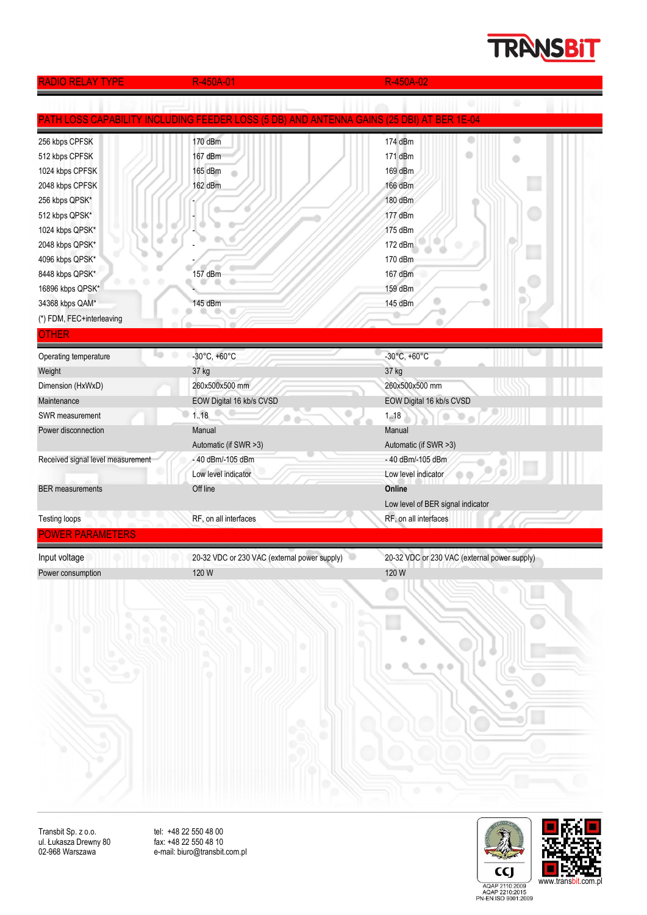TRANSBiT

| RADIO RELAY TYPE | R-450A-01 | R-450A-02 |
|---|---|---|
| **PATH LOSS CAPABILITY INCLUDING FEEDER LOSS (5 DB) AND ANTENNA GAINS (25 DBI) AT BER 1E-04** | | |
| 256 kbps CPFSK | 170 dBm | 174 dBm |
| 512 kbps CPFSK | 167 dBm | 171 dBm |
| 1024 kbps CPFSK | 165 dBm | 169 dBm |
| 2048 kbps CPFSK | 162 dBm | 166 dBm |
| 256 kbps QPSK* | - | 180 dBm |
| 512 kbps QPSK* | - | 177 dBm |
| 1024 kbps QPSK* | - | 175 dBm |
| 2048 kbps QPSK* | - | 172 dBm |
| 4096 kbps QPSK* | - | 170 dBm |
| 8448 kbps QPSK* | 157 dBm | 167 dBm |
| 16896 kbps QPSK* | - | 159 dBm |
| 34368 kbps QAM* | 145 dBm | 145 dBm |
| (*) FDM, FEC+interleaving | | |
| **OTHER** | | |
| Operating temperature | -30°C, +60°C | -30°C, +60°C |
| Weight | 37 kg | 37 kg |
| Dimension (HxWxD) | 260x500x500 mm | 260x500x500 mm |
| Maintenance | EOW Digital 16 kb/s CVSD | EOW Digital 16 kb/s CVSD |
| SWR measurement | 1..18 | 1..18 |
| Power disconnection | Manual | Manual |
| | Automatic (if SWR >3) | Automatic (if SWR >3) |
| Received signal level measurement | - 40 dBm/-105 dBm | - 40 dBm/-105 dBm |
| | Low level indicator | Low level indicator |
| BER measurements | Off line | **Online** |
| | | Low level of BER signal indicator |
| Testing loops | RF, on all interfaces | RF, on all interfaces |
| **POWER PARAMETERS** | | |
| Input voltage | 20-32 VDC or 230 VAC (external power supply) | 20-32 VDC or 230 VAC (external power supply) |
| Power consumption | 120 W | 120 W |

Transbit Sp. z o.o.
ul. Łukasza Drewny 80
02-968 Warszawa

tel: +48 22 550 48 00
fax: +48 22 550 48 10
e-mail: biuro@transbit.com.pl

AQAP 2110:2009
AQAP 2210:2015
PN-EN ISO 9001:2009

www.transbit.com.pl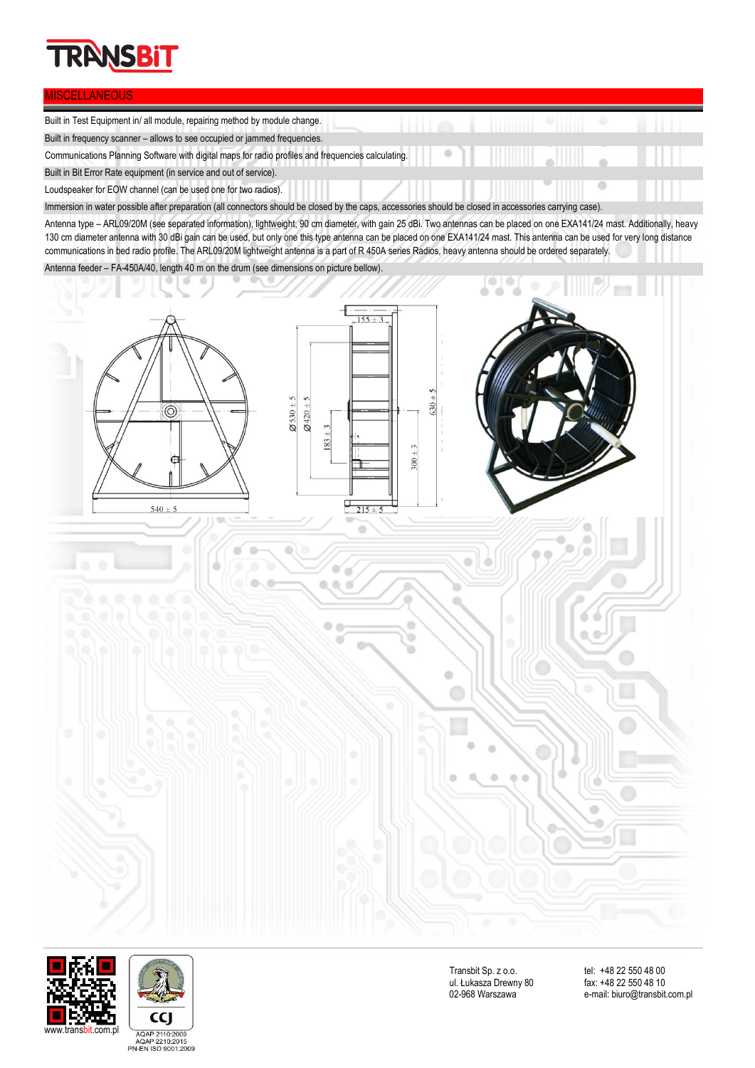## MISCELLANEOUS

Built in Test Equipment in/ all module, repairing method by module change.

Built in frequency scanner – allows to see occupied or jammed frequencies.

Communications Planning Software with digital maps for radio profiles and frequencies calculating.

Built in Bit Error Rate equipment (in service and out of service).

Loudspeaker for EOW channel (can be used one for two radios).

Immersion in water possible after preparation (all connectors should be closed by the caps, accessories should be closed in accessories carrying case).

Antenna type – ARL09/20M (see separated information), lightweight, 90 cm diameter, with gain 25 dBi. Two antennas can be placed on one EXA141/24 mast. Additionally, heavy 130 cm diameter antenna with 30 dBi gain can be used, but only one this type antenna can be placed on one EXA141/24 mast. This antenna can be used for very long distance communications in bed radio profile. The ARL09/20M lightweight antenna is a part of R 450A series Radios, heavy antenna should be ordered separately.

Antenna feeder – FA-450A/40, length 40 m on the drum (see dimensions on picture bellow).

540 ± 5

155 ± 3

Ø530 ± 5

Ø420 ± 5

183 ± 3

300 ± 3

630 ± 5

215 ± 5

Transbit Sp. z o.o.
ul. Łukasza Drewny 80
02-968 Warszawa

tel: +48 22 550 48 00
fax: +48 22 550 48 10
e-mail: biuro@transbit.com.pl

www.transbit.com.pl

AQAP 2110:2009
AQAP 2210:2015
PN-EN ISO 9001:2009